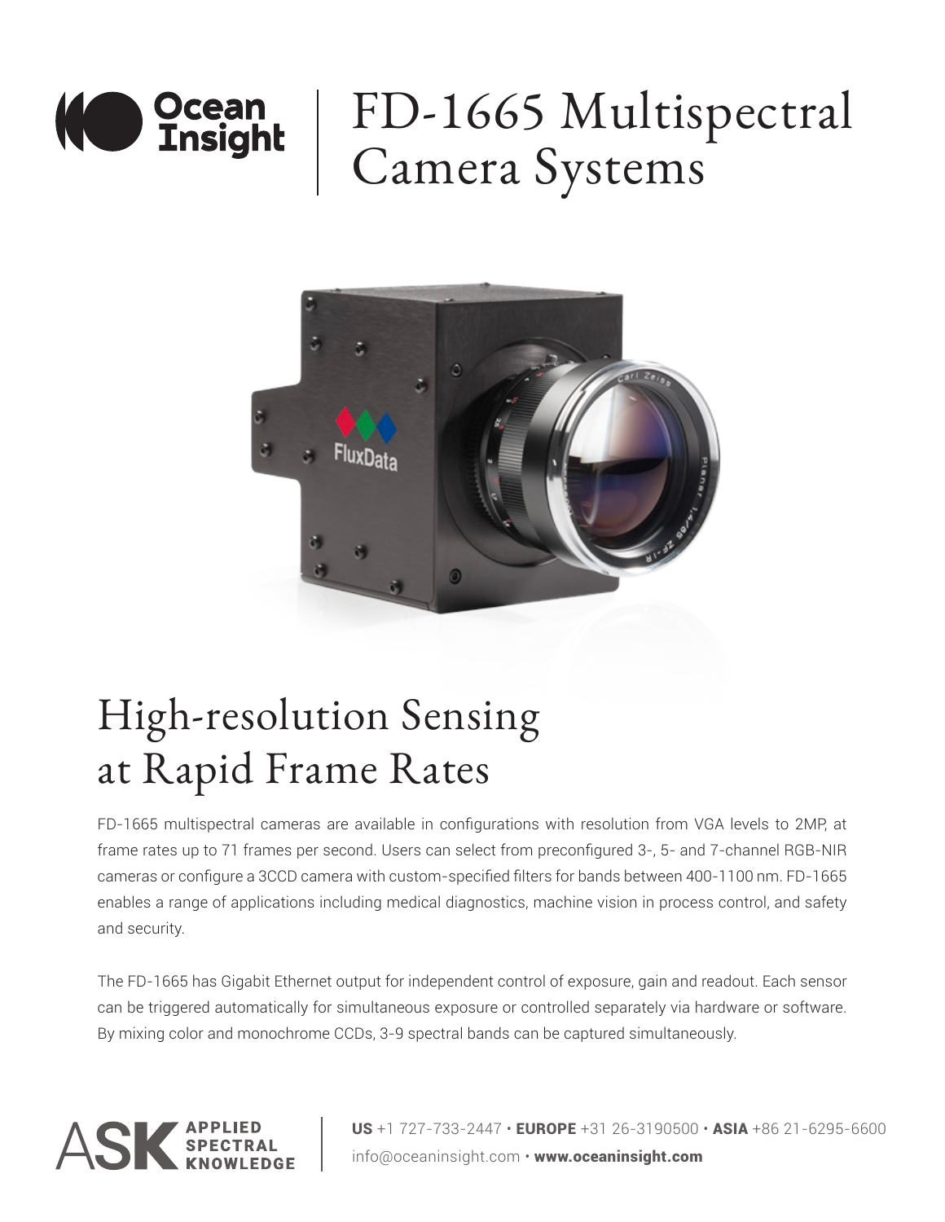# FD-1665 Multispectral Camera Systems

## High-resolution Sensing at Rapid Frame Rates

FD-1665 multispectral cameras are available in configurations with resolution from VGA levels to 2MP, at frame rates up to 71 frames per second. Users can select from preconfigured 3-, 5- and 7-channel RGB-NIR cameras or configure a 3CCD camera with custom-specified filters for bands between 400-1100 nm. FD-1665 enables a range of applications including medical diagnostics, machine vision in process control, and safety and security.

The FD-1665 has Gigabit Ethernet output for independent control of exposure, gain and readout. Each sensor can be triggered automatically for simultaneous exposure or controlled separately via hardware or software. By mixing color and monochrome CCDs, 3-9 spectral bands can be captured simultaneously.

ASK APPLIED SPECTRAL KNOWLEDGE

**US** +1 727-733-2447 • **EUROPE** +31 26-3190500 • **ASIA** +86 21-6295-6600
info@oceaninsight.com • **www.oceaninsight.com**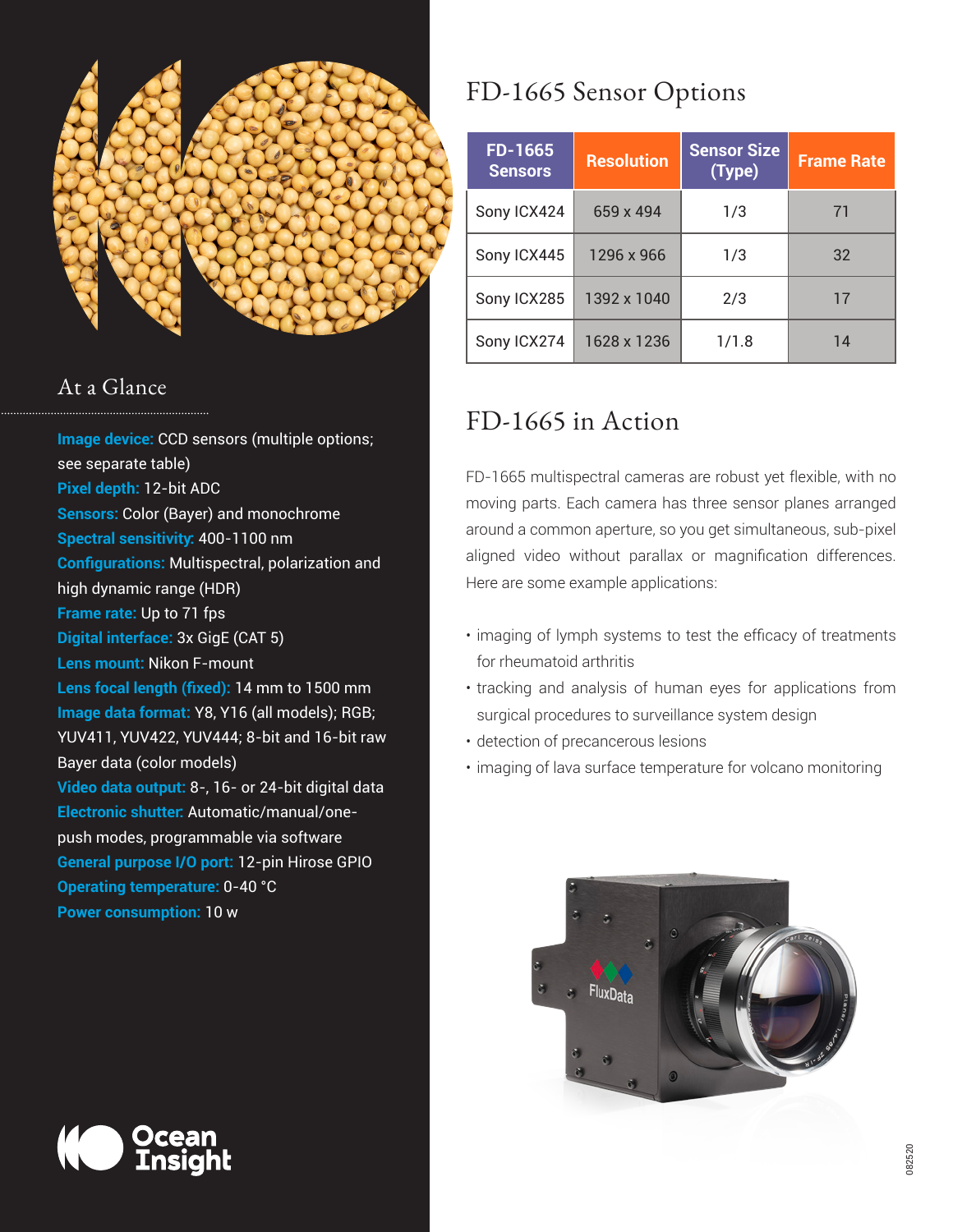## At a Glance

**Image device:** CCD sensors (multiple options; see separate table)
**Pixel depth:** 12-bit ADC
**Sensors:** Color (Bayer) and monochrome
**Spectral sensitivity:** 400-1100 nm
**Configurations:** Multispectral, polarization and high dynamic range (HDR)
**Frame rate:** Up to 71 fps
**Digital interface:** 3x GigE (CAT 5)
**Lens mount:** Nikon F-mount
**Lens focal length (fixed):** 14 mm to 1500 mm
**Image data format:** Y8, Y16 (all models); RGB; YUV411, YUV422, YUV444; 8-bit and 16-bit raw Bayer data (color models)
**Video data output:** 8-, 16- or 24-bit digital data
**Electronic shutter:** Automatic/manual/one-push modes, programmable via software
**General purpose I/O port:** 12-pin Hirose GPIO
**Operating temperature:** 0-40 °C
**Power consumption:** 10 w

Ocean Insight

## FD-1665 Sensor Options

| FD-1665 Sensors | Resolution | Sensor Size (Type) | Frame Rate |
|---|---|---|---|
| Sony ICX424 | 659 x 494 | 1/3 | 71 |
| Sony ICX445 | 1296 x 966 | 1/3 | 32 |
| Sony ICX285 | 1392 x 1040 | 2/3 | 17 |
| Sony ICX274 | 1628 x 1236 | 1/1.8 | 14 |

## FD-1665 in Action

FD-1665 multispectral cameras are robust yet flexible, with no moving parts. Each camera has three sensor planes arranged around a common aperture, so you get simultaneous, sub-pixel aligned video without parallax or magnification differences. Here are some example applications:

- imaging of lymph systems to test the efficacy of treatments for rheumatoid arthritis
- tracking and analysis of human eyes for applications from surgical procedures to surveillance system design
- detection of precancerous lesions
- imaging of lava surface temperature for volcano monitoring

082520